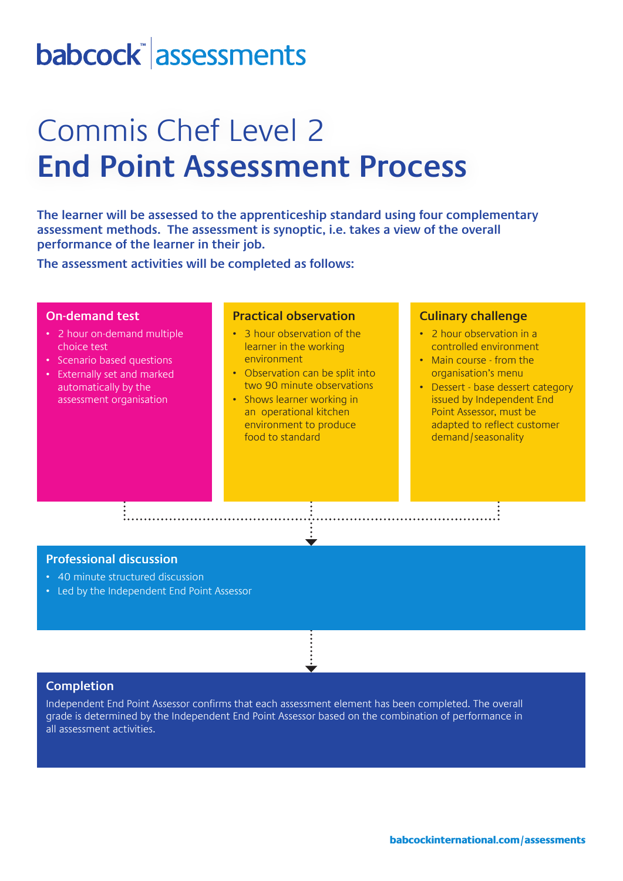babcock™ assessments

# Commis Chef Level 2
# End Point Assessment Process

**The learner will be assessed to the apprenticeship standard using four complementary assessment methods. The assessment is synoptic, i.e. takes a view of the overall performance of the learner in their job.**

**The assessment activities will be completed as follows:**

## On-demand test

- 2 hour on-demand multiple choice test
- Scenario based questions
- Externally set and marked automatically by the assessment organisation

## Practical observation

- 3 hour observation of the learner in the working environment
- Observation can be split into two 90 minute observations
- Shows learner working in an operational kitchen environment to produce food to standard

## Culinary challenge

- 2 hour observation in a controlled environment
- Main course - from the organisation's menu
- Dessert - base dessert category issued by Independent End Point Assessor, must be adapted to reflect customer demand/seasonality

## Professional discussion

- 40 minute structured discussion
- Led by the Independent End Point Assessor

## Completion

Independent End Point Assessor confirms that each assessment element has been completed. The overall grade is determined by the Independent End Point Assessor based on the combination of performance in all assessment activities.

**babcockinternational.com/assessments**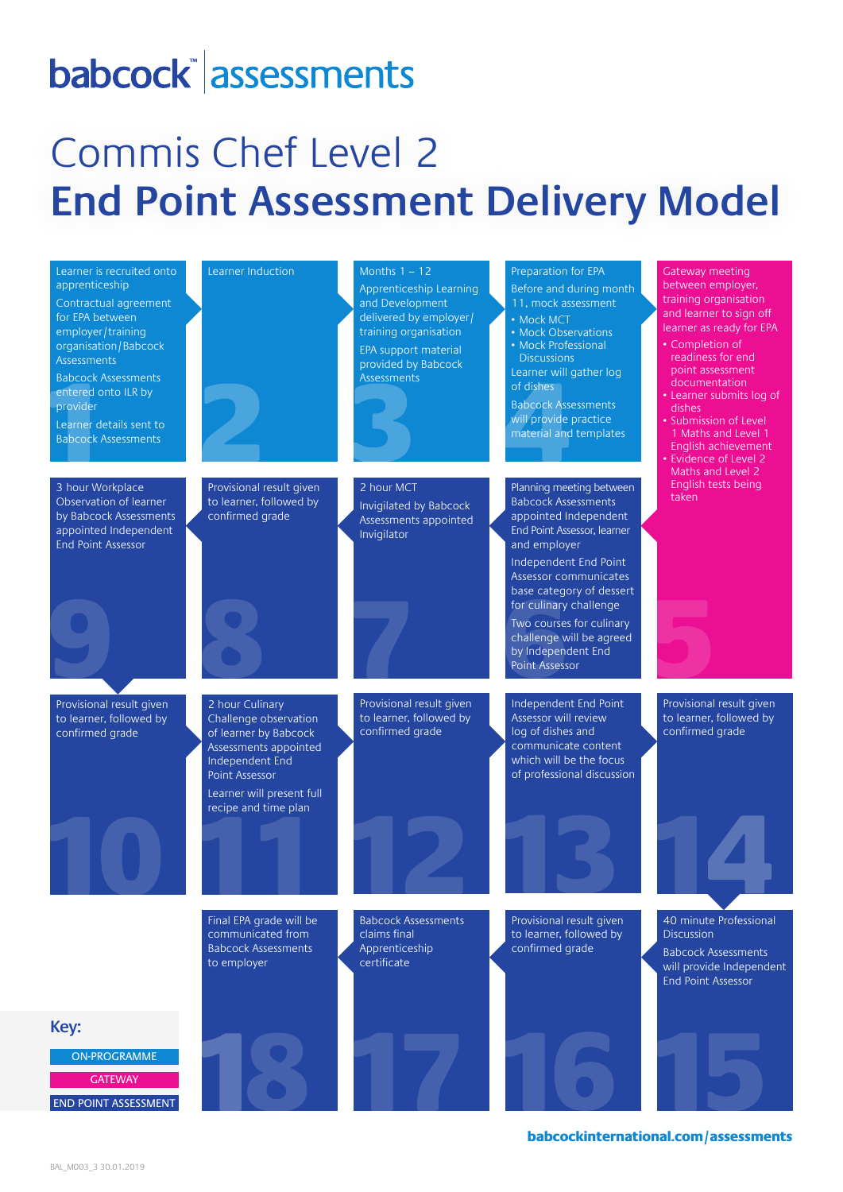# babcock assessments

# Commis Chef Level 2
# End Point Assessment Delivery Model

**1**

Learner is recruited onto apprenticeship

Contractual agreement for EPA between employer/training organisation/Babcock Assessments

Babcock Assessments entered onto ILR by provider

Learner details sent to Babcock Assessments

**2**

Learner Induction

**3**

Months 1 – 12

Apprenticeship Learning and Development delivered by employer/training organisation

EPA support material provided by Babcock Assessments

**4**

Preparation for EPA

Before and during month 11, mock assessment

- Mock MCT
- Mock Observations
- Mock Professional Discussions

Learner will gather log of dishes

Babcock Assessments will provide practice material and templates

**5**

Gateway meeting between employer, training organisation and learner to sign off learner as ready for EPA

- Completion of readiness for end point assessment documentation
- Learner submits log of dishes
- Submission of Level 1 Maths and Level 1 English achievement
- Evidence of Level 2 Maths and Level 2 English tests being taken

**6**

Planning meeting between Babcock Assessments appointed Independent End Point Assessor, learner and employer

Independent End Point Assessor communicates base category of dessert for culinary challenge

Two courses for culinary challenge will be agreed by Independent End Point Assessor

**7**

2 hour MCT

Invigilated by Babcock Assessments appointed Invigilator

**8**

Provisional result given to learner, followed by confirmed grade

**9**

3 hour Workplace Observation of learner by Babcock Assessments appointed Independent End Point Assessor

**10**

Provisional result given to learner, followed by confirmed grade

**11**

2 hour Culinary Challenge observation of learner by Babcock Assessments appointed Independent End Point Assessor

Learner will present full recipe and time plan

**12**

Provisional result given to learner, followed by confirmed grade

**13**

Independent End Point Assessor will review log of dishes and communicate content which will be the focus of professional discussion

**14**

Provisional result given to learner, followed by confirmed grade

**15**

40 minute Professional Discussion

Babcock Assessments will provide Independent End Point Assessor

**16**

Provisional result given to learner, followed by confirmed grade

**17**

Babcock Assessments claims final Apprenticeship certificate

**18**

Final EPA grade will be communicated from Babcock Assessments to employer

**Key:**

- ON-PROGRAMME
- GATEWAY
- END POINT ASSESSMENT

babcockinternational.com/assessments

BAL_M003_3 30.01.2019